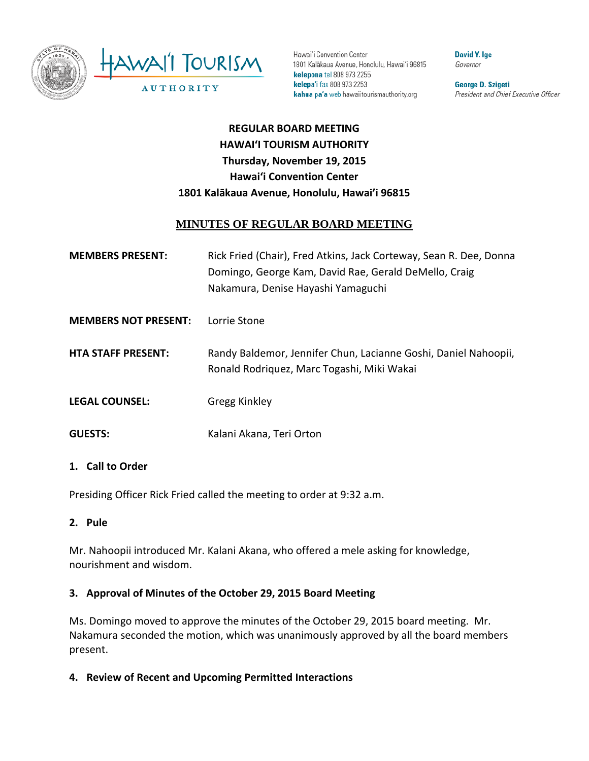Hawai'i Tourism Authority

Hawai'i Convention Center
1801 Kalākaua Avenue, Honolulu, Hawai'i 96815
**kelepona** tel 808 973 2255
**kelepa'i** fax 808 973 2253
**kahua pa'a** web hawaiitourismauthority.org

**David Y. Ige**
*Governor*

**George D. Szigeti**
*President and Chief Executive Officer*

**REGULAR BOARD MEETING**
**HAWAI'I TOURISM AUTHORITY**
**Thursday, November 19, 2015**
**Hawai'i Convention Center**
**1801 Kalākaua Avenue, Honolulu, Hawai'i 96815**

## MINUTES OF REGULAR BOARD MEETING

**MEMBERS PRESENT:** Rick Fried (Chair), Fred Atkins, Jack Corteway, Sean R. Dee, Donna Domingo, George Kam, David Rae, Gerald DeMello, Craig Nakamura, Denise Hayashi Yamaguchi

**MEMBERS NOT PRESENT:** Lorrie Stone

**HTA STAFF PRESENT:** Randy Baldemor, Jennifer Chun, Lacianne Goshi, Daniel Nahoopii, Ronald Rodriquez, Marc Togashi, Miki Wakai

**LEGAL COUNSEL:** Gregg Kinkley

**GUESTS:** Kalani Akana, Teri Orton

### 1. Call to Order

Presiding Officer Rick Fried called the meeting to order at 9:32 a.m.

### 2. Pule

Mr. Nahoopii introduced Mr. Kalani Akana, who offered a mele asking for knowledge, nourishment and wisdom.

### 3. Approval of Minutes of the October 29, 2015 Board Meeting

Ms. Domingo moved to approve the minutes of the October 29, 2015 board meeting. Mr. Nakamura seconded the motion, which was unanimously approved by all the board members present.

### 4. Review of Recent and Upcoming Permitted Interactions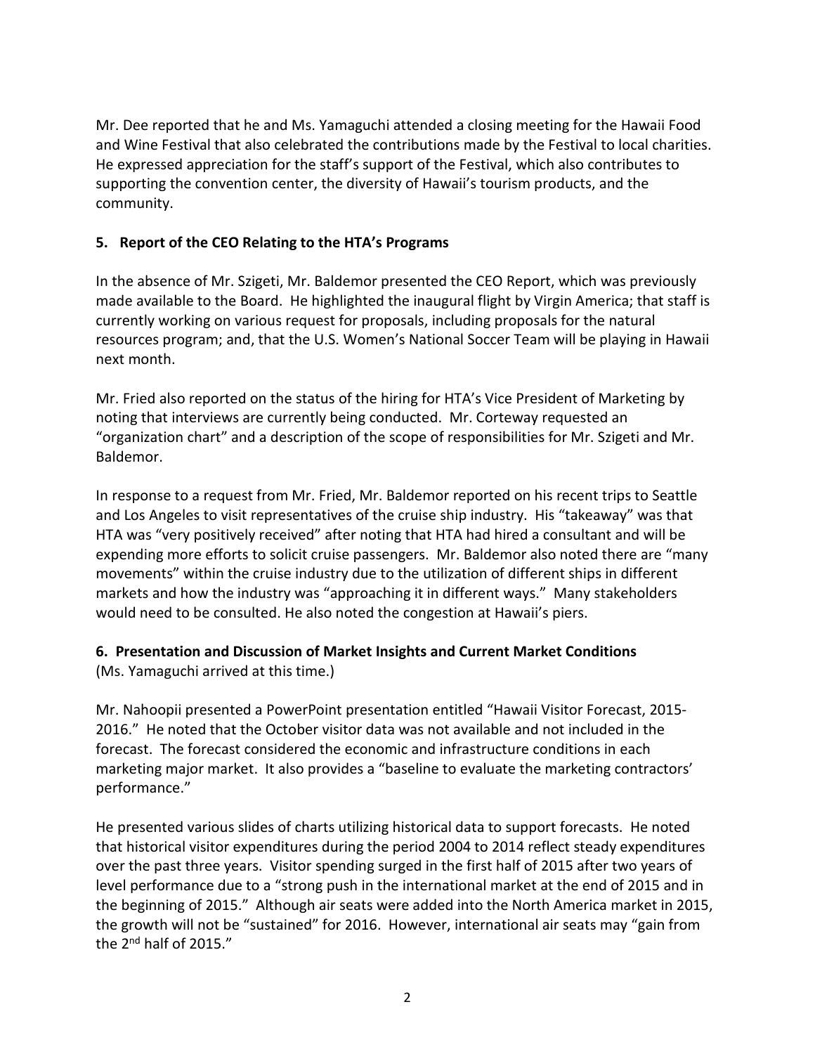Mr. Dee reported that he and Ms. Yamaguchi attended a closing meeting for the Hawaii Food and Wine Festival that also celebrated the contributions made by the Festival to local charities. He expressed appreciation for the staff's support of the Festival, which also contributes to supporting the convention center, the diversity of Hawaii's tourism products, and the community.

**5. Report of the CEO Relating to the HTA's Programs**

In the absence of Mr. Szigeti, Mr. Baldemor presented the CEO Report, which was previously made available to the Board. He highlighted the inaugural flight by Virgin America; that staff is currently working on various request for proposals, including proposals for the natural resources program; and, that the U.S. Women's National Soccer Team will be playing in Hawaii next month.

Mr. Fried also reported on the status of the hiring for HTA's Vice President of Marketing by noting that interviews are currently being conducted. Mr. Corteway requested an "organization chart" and a description of the scope of responsibilities for Mr. Szigeti and Mr. Baldemor.

In response to a request from Mr. Fried, Mr. Baldemor reported on his recent trips to Seattle and Los Angeles to visit representatives of the cruise ship industry. His "takeaway" was that HTA was "very positively received" after noting that HTA had hired a consultant and will be expending more efforts to solicit cruise passengers. Mr. Baldemor also noted there are "many movements" within the cruise industry due to the utilization of different ships in different markets and how the industry was "approaching it in different ways." Many stakeholders would need to be consulted. He also noted the congestion at Hawaii's piers.

**6. Presentation and Discussion of Market Insights and Current Market Conditions**
(Ms. Yamaguchi arrived at this time.)

Mr. Nahoopii presented a PowerPoint presentation entitled "Hawaii Visitor Forecast, 2015-2016." He noted that the October visitor data was not available and not included in the forecast. The forecast considered the economic and infrastructure conditions in each marketing major market. It also provides a "baseline to evaluate the marketing contractors' performance."

He presented various slides of charts utilizing historical data to support forecasts. He noted that historical visitor expenditures during the period 2004 to 2014 reflect steady expenditures over the past three years. Visitor spending surged in the first half of 2015 after two years of level performance due to a "strong push in the international market at the end of 2015 and in the beginning of 2015." Although air seats were added into the North America market in 2015, the growth will not be "sustained" for 2016. However, international air seats may "gain from the 2nd half of 2015."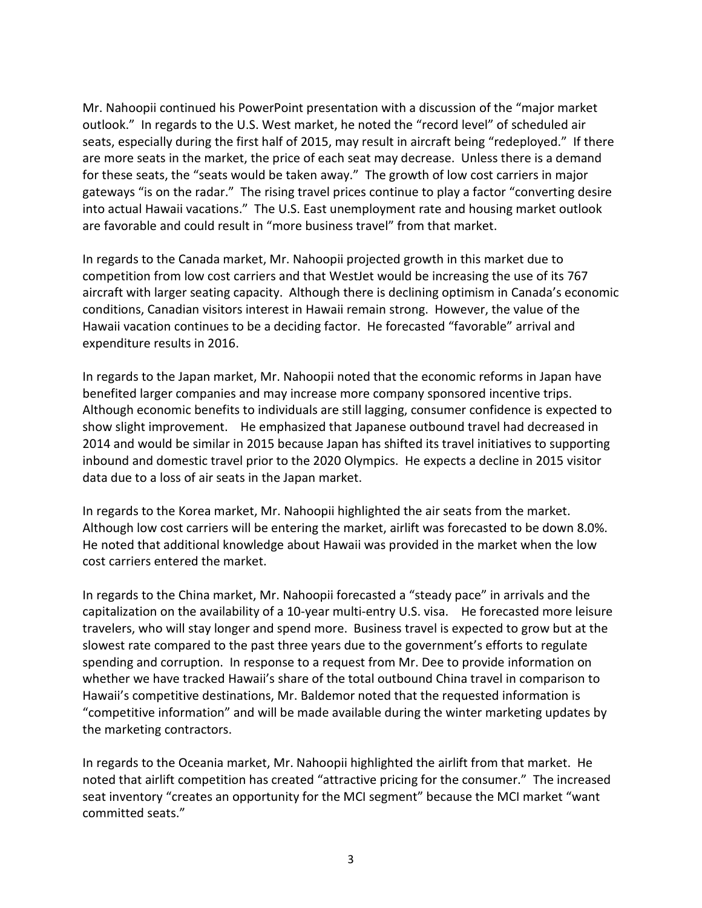Mr. Nahoopii continued his PowerPoint presentation with a discussion of the "major market outlook." In regards to the U.S. West market, he noted the "record level" of scheduled air seats, especially during the first half of 2015, may result in aircraft being "redeployed." If there are more seats in the market, the price of each seat may decrease. Unless there is a demand for these seats, the "seats would be taken away." The growth of low cost carriers in major gateways "is on the radar." The rising travel prices continue to play a factor "converting desire into actual Hawaii vacations." The U.S. East unemployment rate and housing market outlook are favorable and could result in "more business travel" from that market.

In regards to the Canada market, Mr. Nahoopii projected growth in this market due to competition from low cost carriers and that WestJet would be increasing the use of its 767 aircraft with larger seating capacity. Although there is declining optimism in Canada's economic conditions, Canadian visitors interest in Hawaii remain strong. However, the value of the Hawaii vacation continues to be a deciding factor. He forecasted "favorable" arrival and expenditure results in 2016.

In regards to the Japan market, Mr. Nahoopii noted that the economic reforms in Japan have benefited larger companies and may increase more company sponsored incentive trips. Although economic benefits to individuals are still lagging, consumer confidence is expected to show slight improvement. He emphasized that Japanese outbound travel had decreased in 2014 and would be similar in 2015 because Japan has shifted its travel initiatives to supporting inbound and domestic travel prior to the 2020 Olympics. He expects a decline in 2015 visitor data due to a loss of air seats in the Japan market.

In regards to the Korea market, Mr. Nahoopii highlighted the air seats from the market. Although low cost carriers will be entering the market, airlift was forecasted to be down 8.0%. He noted that additional knowledge about Hawaii was provided in the market when the low cost carriers entered the market.

In regards to the China market, Mr. Nahoopii forecasted a "steady pace" in arrivals and the capitalization on the availability of a 10-year multi-entry U.S. visa. He forecasted more leisure travelers, who will stay longer and spend more. Business travel is expected to grow but at the slowest rate compared to the past three years due to the government's efforts to regulate spending and corruption. In response to a request from Mr. Dee to provide information on whether we have tracked Hawaii's share of the total outbound China travel in comparison to Hawaii's competitive destinations, Mr. Baldemor noted that the requested information is "competitive information" and will be made available during the winter marketing updates by the marketing contractors.

In regards to the Oceania market, Mr. Nahoopii highlighted the airlift from that market. He noted that airlift competition has created "attractive pricing for the consumer." The increased seat inventory "creates an opportunity for the MCI segment" because the MCI market "want committed seats."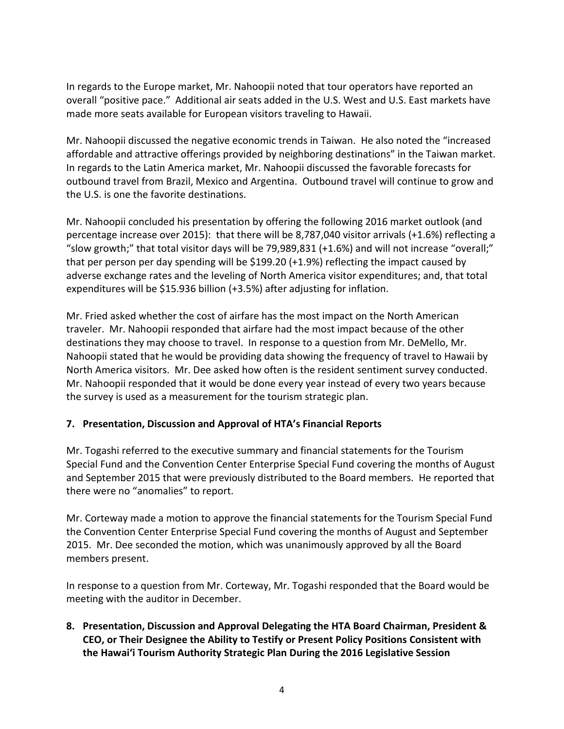In regards to the Europe market, Mr. Nahoopii noted that tour operators have reported an overall "positive pace." Additional air seats added in the U.S. West and U.S. East markets have made more seats available for European visitors traveling to Hawaii.

Mr. Nahoopii discussed the negative economic trends in Taiwan. He also noted the "increased affordable and attractive offerings provided by neighboring destinations" in the Taiwan market. In regards to the Latin America market, Mr. Nahoopii discussed the favorable forecasts for outbound travel from Brazil, Mexico and Argentina. Outbound travel will continue to grow and the U.S. is one the favorite destinations.

Mr. Nahoopii concluded his presentation by offering the following 2016 market outlook (and percentage increase over 2015): that there will be 8,787,040 visitor arrivals (+1.6%) reflecting a "slow growth;" that total visitor days will be 79,989,831 (+1.6%) and will not increase "overall;" that per person per day spending will be $199.20 (+1.9%) reflecting the impact caused by adverse exchange rates and the leveling of North America visitor expenditures; and, that total expenditures will be $15.936 billion (+3.5%) after adjusting for inflation.

Mr. Fried asked whether the cost of airfare has the most impact on the North American traveler. Mr. Nahoopii responded that airfare had the most impact because of the other destinations they may choose to travel. In response to a question from Mr. DeMello, Mr. Nahoopii stated that he would be providing data showing the frequency of travel to Hawaii by North America visitors. Mr. Dee asked how often is the resident sentiment survey conducted. Mr. Nahoopii responded that it would be done every year instead of every two years because the survey is used as a measurement for the tourism strategic plan.

**7. Presentation, Discussion and Approval of HTA's Financial Reports**

Mr. Togashi referred to the executive summary and financial statements for the Tourism Special Fund and the Convention Center Enterprise Special Fund covering the months of August and September 2015 that were previously distributed to the Board members. He reported that there were no "anomalies" to report.

Mr. Corteway made a motion to approve the financial statements for the Tourism Special Fund the Convention Center Enterprise Special Fund covering the months of August and September 2015. Mr. Dee seconded the motion, which was unanimously approved by all the Board members present.

In response to a question from Mr. Corteway, Mr. Togashi responded that the Board would be meeting with the auditor in December.

**8. Presentation, Discussion and Approval Delegating the HTA Board Chairman, President & CEO, or Their Designee the Ability to Testify or Present Policy Positions Consistent with the Hawaiʻi Tourism Authority Strategic Plan During the 2016 Legislative Session**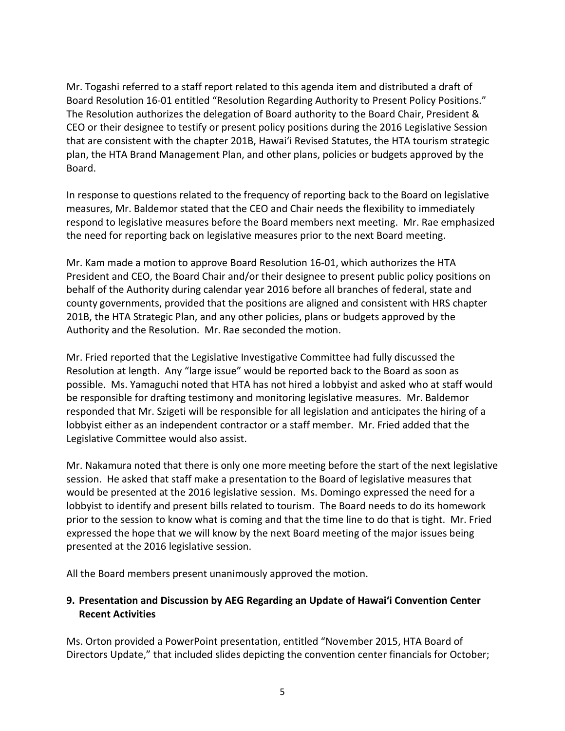Mr. Togashi referred to a staff report related to this agenda item and distributed a draft of Board Resolution 16-01 entitled "Resolution Regarding Authority to Present Policy Positions." The Resolution authorizes the delegation of Board authority to the Board Chair, President & CEO or their designee to testify or present policy positions during the 2016 Legislative Session that are consistent with the chapter 201B, Hawai'i Revised Statutes, the HTA tourism strategic plan, the HTA Brand Management Plan, and other plans, policies or budgets approved by the Board.

In response to questions related to the frequency of reporting back to the Board on legislative measures, Mr. Baldemor stated that the CEO and Chair needs the flexibility to immediately respond to legislative measures before the Board members next meeting. Mr. Rae emphasized the need for reporting back on legislative measures prior to the next Board meeting.

Mr. Kam made a motion to approve Board Resolution 16-01, which authorizes the HTA President and CEO, the Board Chair and/or their designee to present public policy positions on behalf of the Authority during calendar year 2016 before all branches of federal, state and county governments, provided that the positions are aligned and consistent with HRS chapter 201B, the HTA Strategic Plan, and any other policies, plans or budgets approved by the Authority and the Resolution. Mr. Rae seconded the motion.

Mr. Fried reported that the Legislative Investigative Committee had fully discussed the Resolution at length. Any "large issue" would be reported back to the Board as soon as possible. Ms. Yamaguchi noted that HTA has not hired a lobbyist and asked who at staff would be responsible for drafting testimony and monitoring legislative measures. Mr. Baldemor responded that Mr. Szigeti will be responsible for all legislation and anticipates the hiring of a lobbyist either as an independent contractor or a staff member. Mr. Fried added that the Legislative Committee would also assist.

Mr. Nakamura noted that there is only one more meeting before the start of the next legislative session. He asked that staff make a presentation to the Board of legislative measures that would be presented at the 2016 legislative session. Ms. Domingo expressed the need for a lobbyist to identify and present bills related to tourism. The Board needs to do its homework prior to the session to know what is coming and that the time line to do that is tight. Mr. Fried expressed the hope that we will know by the next Board meeting of the major issues being presented at the 2016 legislative session.

All the Board members present unanimously approved the motion.

**9. Presentation and Discussion by AEG Regarding an Update of Hawai'i Convention Center Recent Activities**

Ms. Orton provided a PowerPoint presentation, entitled "November 2015, HTA Board of Directors Update," that included slides depicting the convention center financials for October;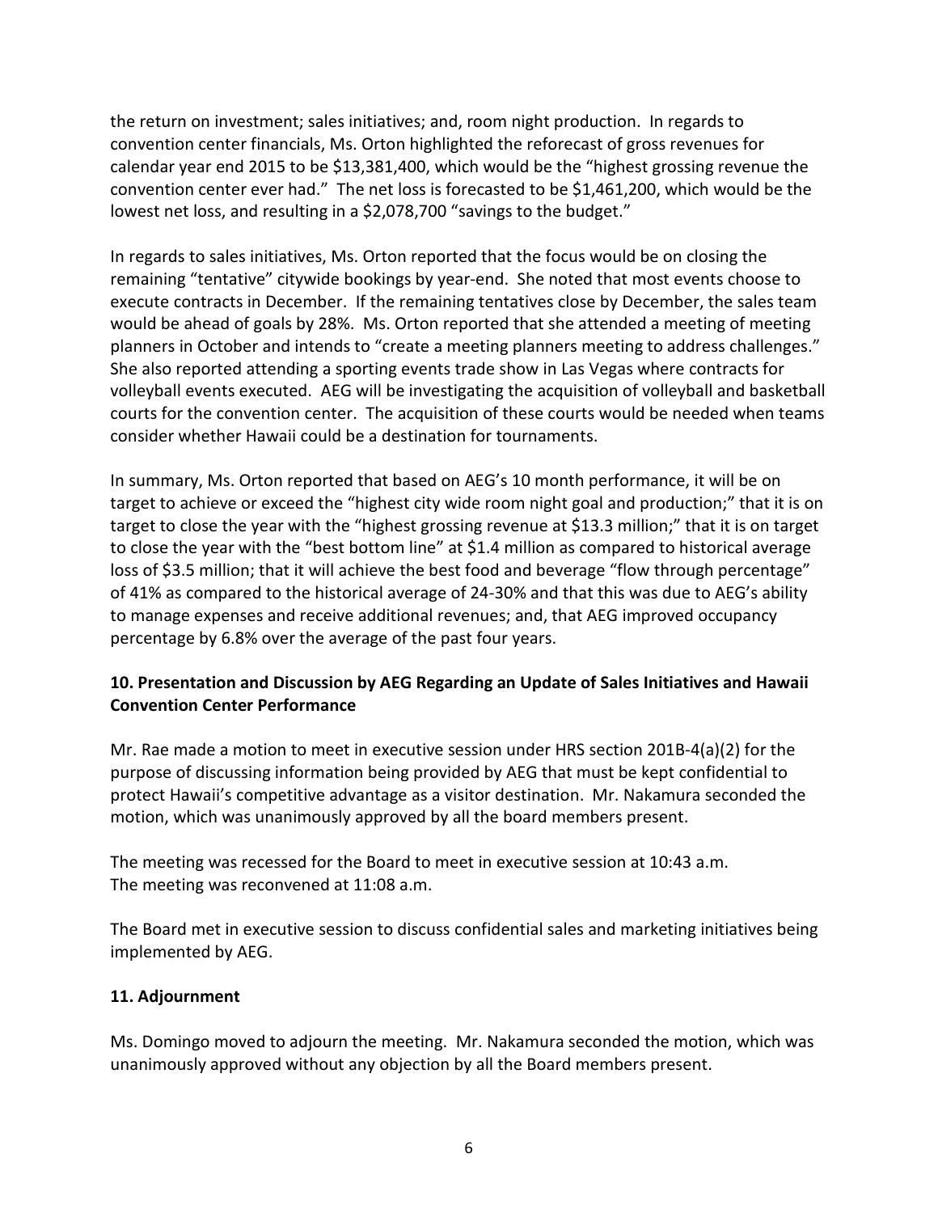the return on investment; sales initiatives; and, room night production. In regards to convention center financials, Ms. Orton highlighted the reforecast of gross revenues for calendar year end 2015 to be $13,381,400, which would be the "highest grossing revenue the convention center ever had." The net loss is forecasted to be $1,461,200, which would be the lowest net loss, and resulting in a $2,078,700 "savings to the budget."

In regards to sales initiatives, Ms. Orton reported that the focus would be on closing the remaining "tentative" citywide bookings by year-end. She noted that most events choose to execute contracts in December. If the remaining tentatives close by December, the sales team would be ahead of goals by 28%. Ms. Orton reported that she attended a meeting of meeting planners in October and intends to "create a meeting planners meeting to address challenges." She also reported attending a sporting events trade show in Las Vegas where contracts for volleyball events executed. AEG will be investigating the acquisition of volleyball and basketball courts for the convention center. The acquisition of these courts would be needed when teams consider whether Hawaii could be a destination for tournaments.

In summary, Ms. Orton reported that based on AEG's 10 month performance, it will be on target to achieve or exceed the "highest city wide room night goal and production;" that it is on target to close the year with the "highest grossing revenue at $13.3 million;" that it is on target to close the year with the "best bottom line" at $1.4 million as compared to historical average loss of $3.5 million; that it will achieve the best food and beverage "flow through percentage" of 41% as compared to the historical average of 24-30% and that this was due to AEG's ability to manage expenses and receive additional revenues; and, that AEG improved occupancy percentage by 6.8% over the average of the past four years.

**10. Presentation and Discussion by AEG Regarding an Update of Sales Initiatives and Hawaii Convention Center Performance**

Mr. Rae made a motion to meet in executive session under HRS section 201B-4(a)(2) for the purpose of discussing information being provided by AEG that must be kept confidential to protect Hawaii's competitive advantage as a visitor destination. Mr. Nakamura seconded the motion, which was unanimously approved by all the board members present.

The meeting was recessed for the Board to meet in executive session at 10:43 a.m.
The meeting was reconvened at 11:08 a.m.

The Board met in executive session to discuss confidential sales and marketing initiatives being implemented by AEG.

**11. Adjournment**

Ms. Domingo moved to adjourn the meeting. Mr. Nakamura seconded the motion, which was unanimously approved without any objection by all the Board members present.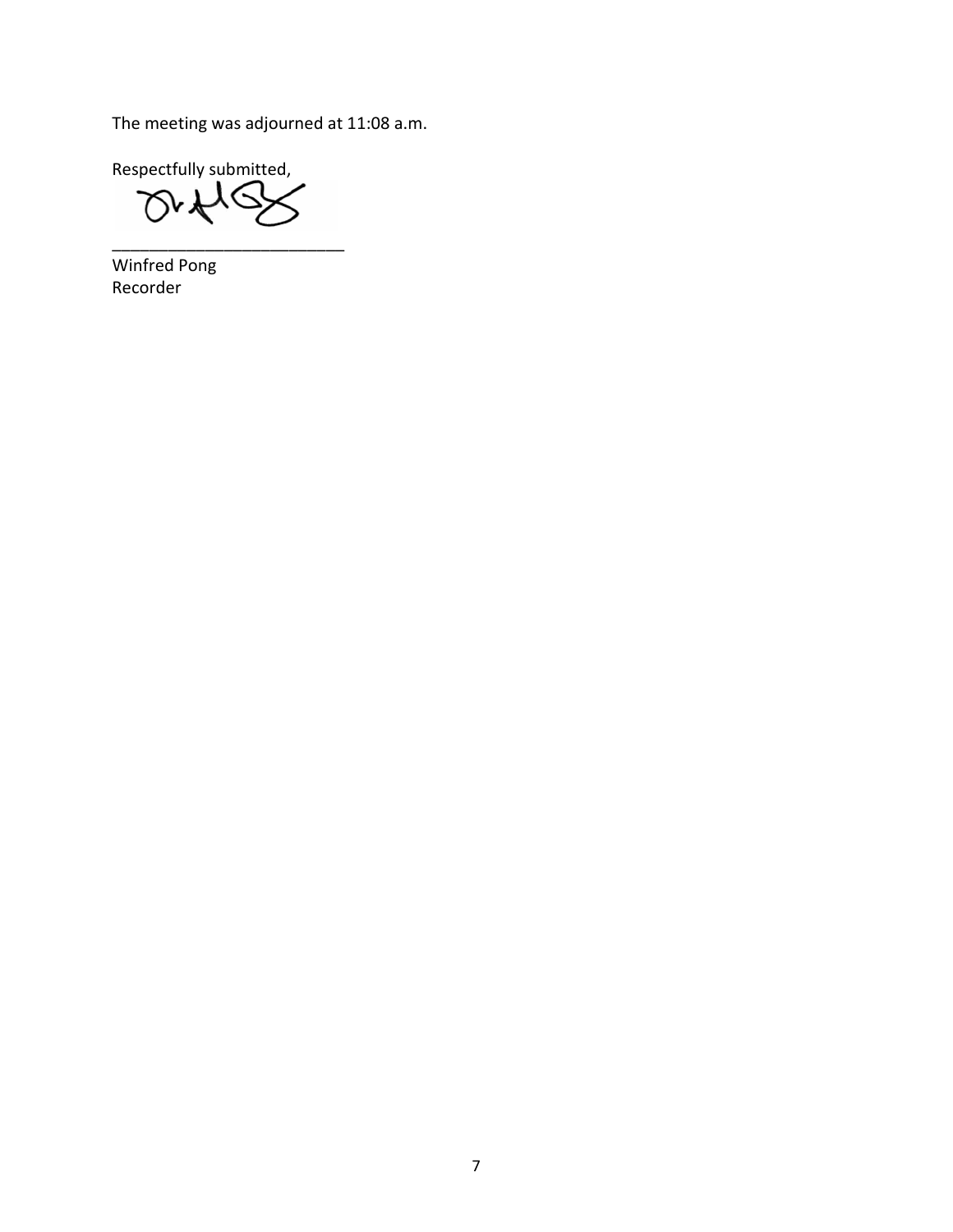The meeting was adjourned at 11:08 a.m.

Respectfully submitted,

_________________________

Winfred Pong
Recorder